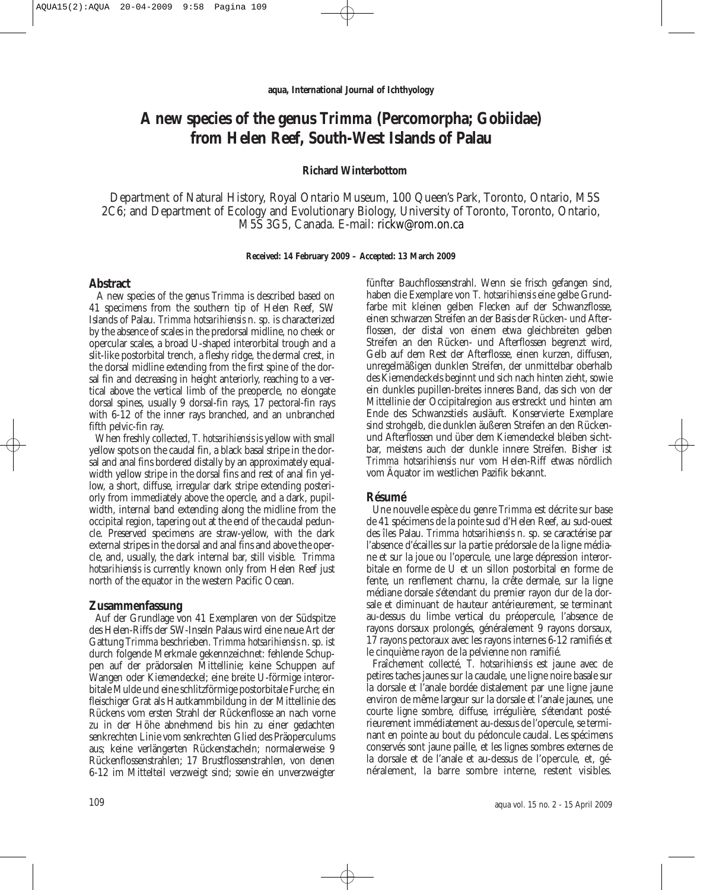aqua, International Journal of Ichthyology

# A new species of the genus *Trimma* (Percomorpha; Gobiidae) from Helen Reef, South-West Islands of Palau

**Richard Winterbottom**

Department of Natural History, Royal Ontario Museum, 100 Queen's Park, Toronto, Ontario, M5S 2C6; and Department of Ecology and Evolutionary Biology, University of Toronto, Toronto, Ontario, M5S 3G5, Canada. E-mail: rickw@rom.on.ca

**Received: 14 February 2009 – Accepted: 13 March 2009**

## Abstract

A new species of the genus *Trimma* is described based on 41 specimens from the southern tip of Helen Reef, SW Islands of Palau. *Trimma hotsarihiensis* n. sp. is characterized by the absence of scales in the predorsal midline, no cheek or opercular scales, a broad U-shaped interorbital trough and a slit-like postorbital trench, a fleshy ridge, the dermal crest, in the dorsal midline extending from the first spine of the dorsal fin and decreasing in height anteriorly, reaching to a vertical above the vertical limb of the preopercle, no elongate dorsal spines, usually 9 dorsal-fin rays, 17 pectoral-fin rays with 6-12 of the inner rays branched, and an unbranched fifth pelvic-fin ray.

When freshly collected, *T. hotsarihiensis* is yellow with small yellow spots on the caudal fin, a black basal stripe in the dorsal and anal fins bordered distally by an approximately equal-width yellow stripe in the dorsal fins and rest of anal fin yellow, a short, diffuse, irregular dark stripe extending posteriorly from immediately above the opercle, and a dark, pupil-width, internal band extending along the midline from the occipital region, tapering out at the end of the caudal peduncle. Preserved specimens are straw-yellow, with the dark external stripes in the dorsal and anal fins and above the opercle, and, usually, the dark internal bar, still visible. *Trimma hotsarihiensis* is currently known only from Helen Reef just north of the equator in the western Pacific Ocean.

## Zusammenfassung

Auf der Grundlage von 41 Exemplaren von der Südspitze des Helen-Riffs der SW-Inseln Palaus wird eine neue Art der Gattung *Trimma* beschrieben. *Trimma hotsarihiensis* n. sp. ist durch folgende Merkmale gekennzeichnet: fehlende Schuppen auf der prädorsalen Mittellinie; keine Schuppen auf Wangen oder Kiemendeckel; eine breite U-förmige interorbitale Mulde und eine schlitzförmige postorbitale Furche; ein fleischiger Grat als Hautkammbildung in der Mittellinie des Rückens vom ersten Strahl der Rückenflosse an nach vorne zu in der Höhe abnehmend bis hin zu einer gedachten senkrechten Linie vom senkrechten Glied des Präoperculums aus; keine verlängerten Rückenstacheln; normalerweise 9 Rückenflossenstrahlen; 17 Brustflossenstrahlen, von denen 6-12 im Mittelteil verzweigt sind; sowie ein unverzweigter fünfter Bauchflossenstrahl. Wenn sie frisch gefangen sind, haben die Exemplare von *T. hotsarihiensis* eine gelbe Grundfarbe mit kleinen gelben Flecken auf der Schwanzflosse, einen schwarzen Streifen an der Basis der Rücken- und Afterflossen, der distal von einem etwa gleichbreiten gelben Streifen an den Rücken- und Afterflossen begrenzt wird, Gelb auf dem Rest der Afterflosse, einen kurzen, diffusen, unregelmäßigen dunklen Streifen, der unmittelbar oberhalb des Kiemendeckels beginnt und sich nach hinten zieht, sowie ein dunkles pupillen-breites inneres Band, das sich von der Mittellinie der Occipitalregion aus erstreckt und hinten am Ende des Schwanzstiels ausläuft. Konservierte Exemplare sind strohgelb, die dunklen äußeren Streifen an den Rücken- und Afterflossen und über dem Kiemendeckel bleiben sichtbar, meistens auch der dunkle innere Streifen. Bisher ist *Trimma hotsarihiensis* nur vom Helen-Riff etwas nördlich vom Äquator im westlichen Pazifik bekannt.

## Résumé

Une nouvelle espèce du genre *Trimma* est décrite sur base de 41 spécimens de la pointe sud d'Helen Reef, au sud-ouest des îles Palau. *Trimma hotsarihiensis* n. sp. se caractérise par l'absence d'écailles sur la partie prédorsale de la ligne médiane et sur la joue ou l'opercule, une large dépression interorbitale en forme de U et un sillon postorbital en forme de fente, un renflement charnu, la crête dermale, sur la ligne médiane dorsale s'étendant du premier rayon dur de la dorsale et diminuant de hauteur antérieurement, se terminant au-dessus du limbe vertical du préopercule, l'absence de rayons dorsaux prolongés, généralement 9 rayons dorsaux, 17 rayons pectoraux avec les rayons internes 6-12 ramifiés et le cinquième rayon de la pelvienne non ramifié.

Fraîchement collecté, *T. hotsarihiensis* est jaune avec de petires taches jaunes sur la caudale, une ligne noire basale sur la dorsale et l'anale bordée distalement par une ligne jaune environ de même largeur sur la dorsale et l'anale jaunes, une courte ligne sombre, diffuse, irrégulière, s'étendant postérieurement immédiatement au-dessus de l'opercule, se terminant en pointe au bout du pédoncule caudal. Les spécimens conservés sont jaune paille, et les lignes sombres externes de la dorsale et de l'anale et au-dessus de l'opercule, et, généralement, la barre sombre interne, restent visibles.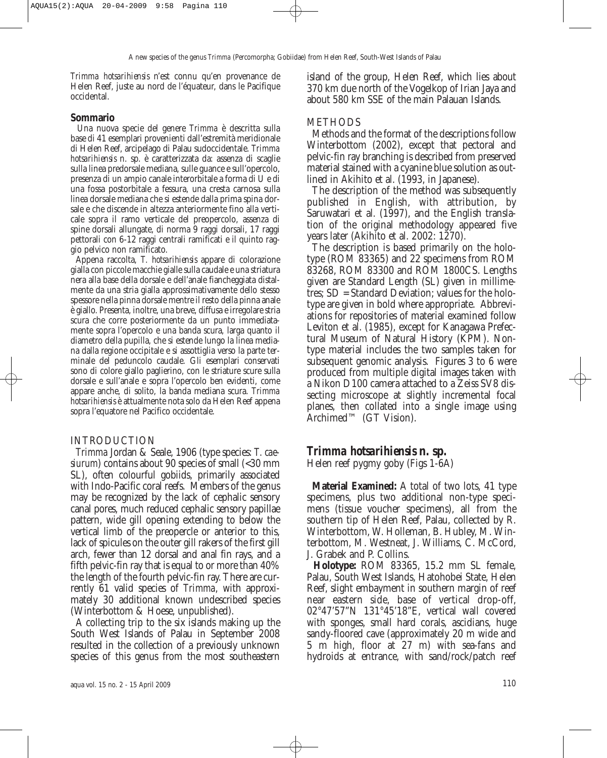*Trimma hotsarihiensis* n'est connu qu'en provenance de Helen Reef, juste au nord de l'équateur, dans le Pacifique occidental.

**Sommario**

Una nuova specie del genere *Trimma* è descritta sulla base di 41 esemplari provenienti dall'estremità meridionale di Helen Reef, arcipelago di Palau sudoccidentale. *Trimma hotsarihiensis* n. sp. è caratterizzata da: assenza di scaglie sulla linea predorsale mediana, sulle guance e sull'opercolo, presenza di un ampio canale interorbitale a forma di U e di una fossa postorbitale a fessura, una cresta carnosa sulla linea dorsale mediana che si estende dalla prima spina dorsale e che discende in altezza anteriormente fino alla verticale sopra il ramo verticale del preopercolo, assenza di spine dorsali allungate, di norma 9 raggi dorsali, 17 raggi pettorali con 6-12 raggi centrali ramificati e il quinto raggio pelvico non ramificato.

Appena raccolta, *T. hotsarihiensis* appare di colorazione gialla con piccole macchie gialle sulla caudale e una striatura nera alla base della dorsale e dell'anale fiancheggiata distalmente da una stria gialla approssimativamente dello stesso spessore nella pinna dorsale mentre il resto della pinna anale è giallo. Presenta, inoltre, una breve, diffusa e irregolare stria scura che corre posteriormente da un punto immediatamente sopra l'opercolo e una banda scura, larga quanto il diametro della pupilla, che si estende lungo la linea mediana dalla regione occipitale e si assottiglia verso la parte terminale del peduncolo caudale. Gli esemplari conservati sono di colore giallo paglierino, con le striature scure sulla dorsale e sull'anale e sopra l'opercolo ben evidenti, come appare anche, di solito, la banda mediana scura. *Trimma hotsarihiensis* è attualmente nota solo da Helen Reef appena sopra l'equatore nel Pacifico occidentale.

## INTRODUCTION

*Trimma* Jordan & Seale, 1906 (type species: *T. caesiurum*) contains about 90 species of small (<30 mm SL), often colourful gobiids, primarily associated with Indo-Pacific coral reefs. Members of the genus may be recognized by the lack of cephalic sensory canal pores, much reduced cephalic sensory papillae pattern, wide gill opening extending to below the vertical limb of the preopercle or anterior to this, lack of spicules on the outer gill rakers of the first gill arch, fewer than 12 dorsal and anal fin rays, and a fifth pelvic-fin ray that is equal to or more than 40% the length of the fourth pelvic-fin ray. There are currently 61 valid species of *Trimma*, with approximately 30 additional known undescribed species (Winterbottom & Hoese, unpublished).

A collecting trip to the six islands making up the South West Islands of Palau in September 2008 resulted in the collection of a previously unknown species of this genus from the most southeastern island of the group, Helen Reef, which lies about 370 km due north of the Vogelkop of Irian Jaya and about 580 km SSE of the main Palauan Islands.

## METHODS

Methods and the format of the descriptions follow Winterbottom (2002), except that pectoral and pelvic-fin ray branching is described from preserved material stained with a cyanine blue solution as outlined in Akihito et al. (1993, in Japanese).

The description of the method was subsequently published in English, with attribution, by Saruwatari et al. (1997), and the English translation of the original methodology appeared five years later (Akihito et al. 2002: 1270).

The description is based primarily on the holotype (ROM 83365) and 22 specimens from ROM 83268, ROM 83300 and ROM 1800CS. Lengths given are Standard Length (SL) given in millimetres; SD = Standard Deviation; values for the holotype are given in bold where appropriate. Abbreviations for repositories of material examined follow Leviton et al. (1985), except for Kanagawa Prefectural Museum of Natural History (KPM). Nontype material includes the two samples taken for subsequent genomic analysis. Figures 3 to 6 were produced from multiple digital images taken with a Nikon D100 camera attached to a Zeiss SV8 dissecting microscope at slightly incremental focal planes, then collated into a single image using Archimed™ (GT Vision).

## *Trimma hotsarihiensis* n. sp.

Helen reef pygmy goby (Figs 1-6A)

**Material Examined:** A total of two lots, 41 type specimens, plus two additional non-type specimens (tissue voucher specimens), all from the southern tip of Helen Reef, Palau, collected by R. Winterbottom, W. Holleman, B. Hubley, M. Winterbottom, M. Westneat, J. Williams, C. McCord, J. Grabek and P. Collins.

**Holotype:** ROM 83365, 15.2 mm SL female, Palau, South West Islands, Hatohobei State, Helen Reef, slight embayment in southern margin of reef near eastern side, base of vertical drop-off, 02°47'57"N 131°45'18"E, vertical wall covered with sponges, small hard corals, ascidians, huge sandy-floored cave (approximately 20 m wide and 5 m high, floor at 27 m) with sea-fans and hydroids at entrance, with sand/rock/patch reef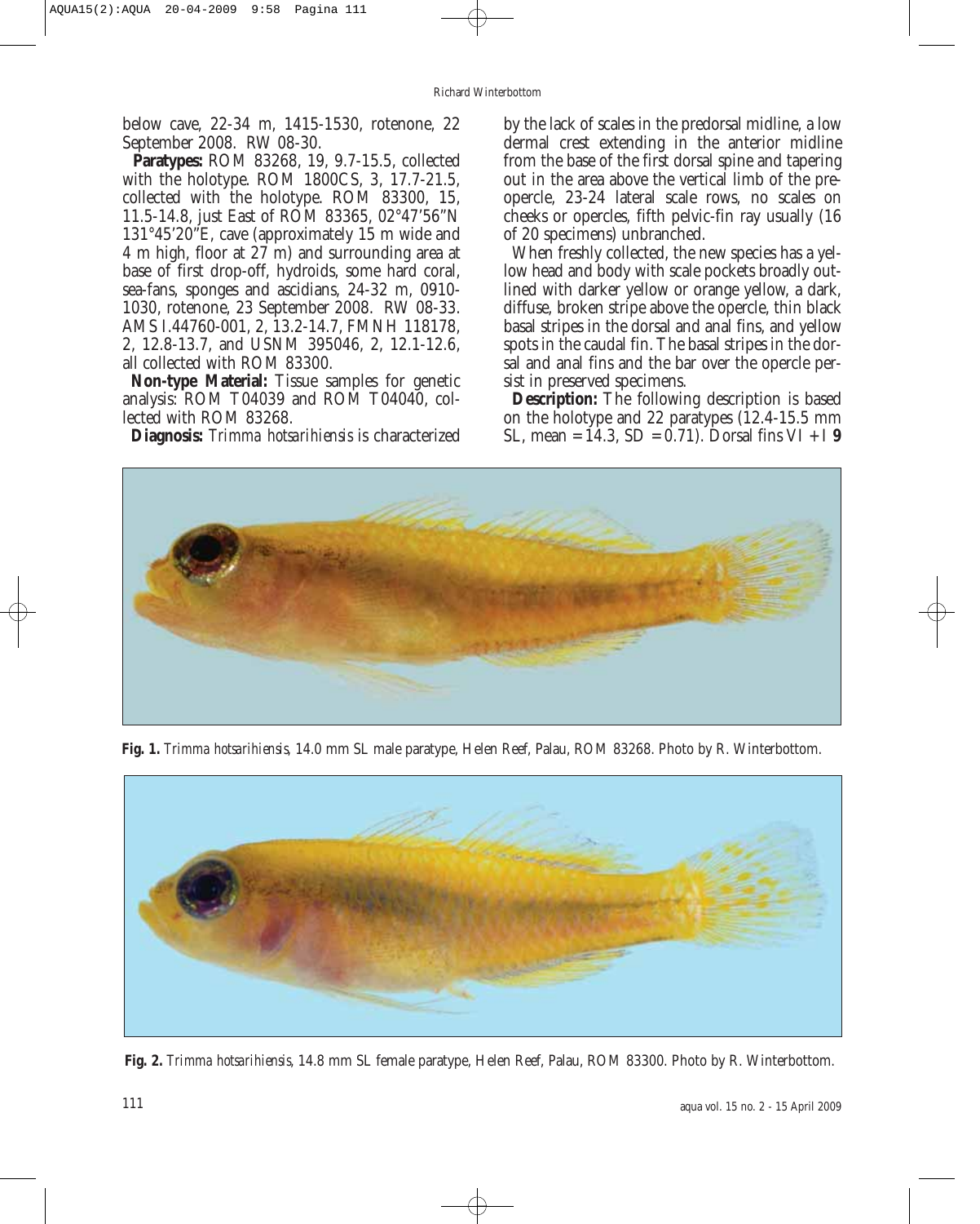below cave, 22-34 m, 1415-1530, rotenone, 22 September 2008. RW 08-30.

**Paratypes:** ROM 83268, 19, 9.7-15.5, collected with the holotype. ROM 1800CS, 3, 17.7-21.5, collected with the holotype. ROM 83300, 15, 11.5-14.8, just East of ROM 83365, 02°47'56"N 131°45'20"E, cave (approximately 15 m wide and 4 m high, floor at 27 m) and surrounding area at base of first drop-off, hydroids, some hard coral, sea-fans, sponges and ascidians, 24-32 m, 0910-1030, rotenone, 23 September 2008. RW 08-33. AMS I.44760-001, 2, 13.2-14.7, FMNH 118178, 2, 12.8-13.7, and USNM 395046, 2, 12.1-12.6, all collected with ROM 83300.

**Non-type Material:** Tissue samples for genetic analysis: ROM T04039 and ROM T04040, collected with ROM 83268.

**Diagnosis:** *Trimma hotsarihiensis* is characterized by the lack of scales in the predorsal midline, a low dermal crest extending in the anterior midline from the base of the first dorsal spine and tapering out in the area above the vertical limb of the preopercle, 23-24 lateral scale rows, no scales on cheeks or opercles, fifth pelvic-fin ray usually (16 of 20 specimens) unbranched.

When freshly collected, the new species has a yellow head and body with scale pockets broadly outlined with darker yellow or orange yellow, a dark, diffuse, broken stripe above the opercle, thin black basal stripes in the dorsal and anal fins, and yellow spots in the caudal fin. The basal stripes in the dorsal and anal fins and the bar over the opercle persist in preserved specimens.

**Description:** The following description is based on the holotype and 22 paratypes (12.4-15.5 mm SL, mean = 14.3, SD = 0.71). Dorsal fins VI + I **9**

**Fig. 1.** *Trimma hotsarihiensis*, 14.0 mm SL male paratype, Helen Reef, Palau, ROM 83268. Photo by R. Winterbottom.

**Fig. 2.** *Trimma hotsarihiensis*, 14.8 mm SL female paratype, Helen Reef, Palau, ROM 83300. Photo by R. Winterbottom.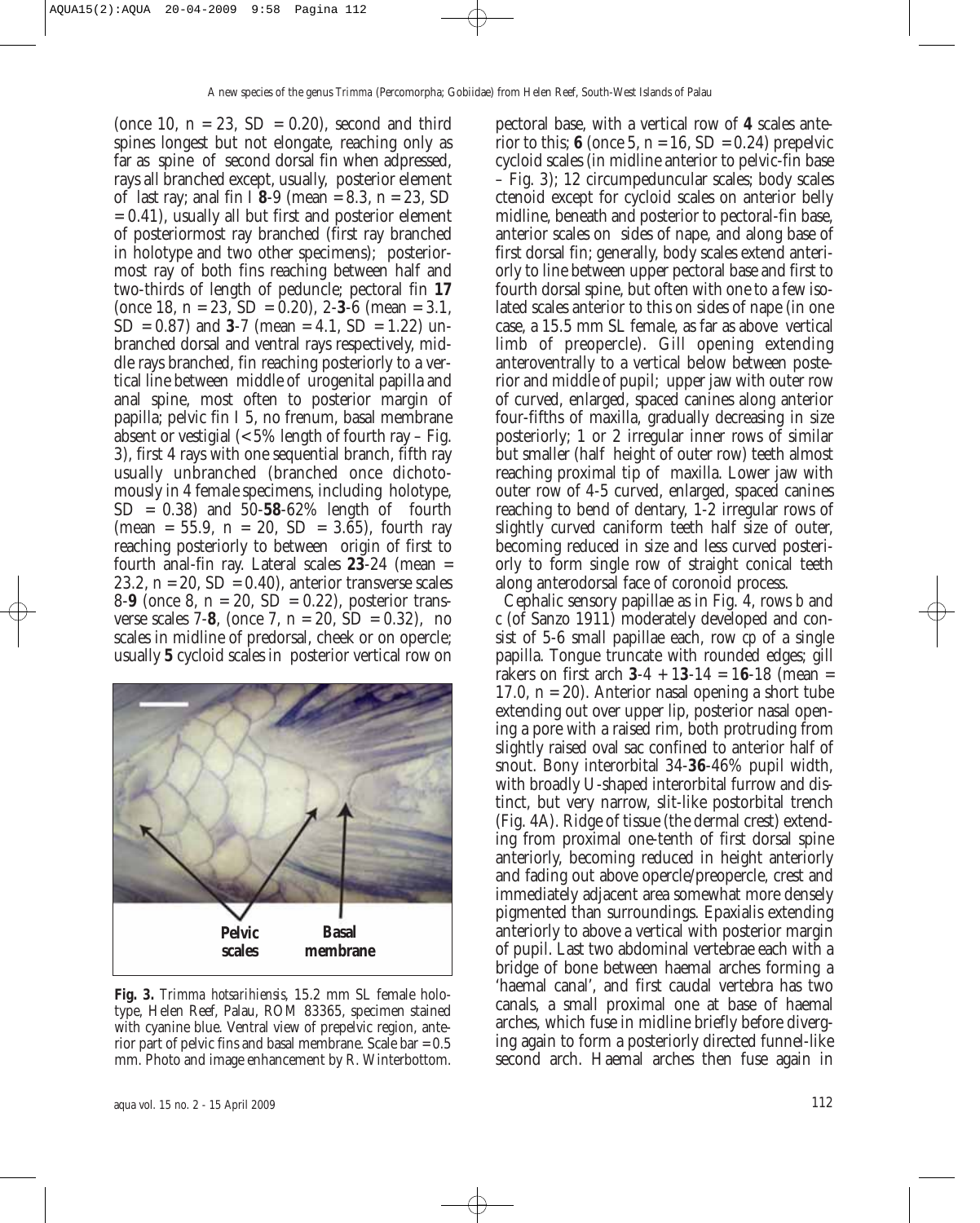(once 10, n = 23, SD = 0.20), second and third spines longest but not elongate, reaching only as far as spine of second dorsal fin when adpressed, rays all branched except, usually, posterior element of last ray; anal fin I **8**-9 (mean = 8.3, n = 23, SD = 0.41), usually all but first and posterior element of posteriormost ray branched (first ray branched in holotype and two other specimens); posteriormost ray of both fins reaching between half and two-thirds of length of peduncle; pectoral fin **17** (once 18, n = 23, SD = 0.20), 2-**3**-6 (mean = 3.1, SD = 0.87) and **3**-7 (mean = 4.1, SD = 1.22) unbranched dorsal and ventral rays respectively, middle rays branched, fin reaching posteriorly to a vertical line between middle of urogenital papilla and anal spine, most often to posterior margin of papilla; pelvic fin I 5, no frenum, basal membrane absent or vestigial (< 5% length of fourth ray – Fig. 3), first 4 rays with one sequential branch, fifth ray usually unbranched (branched once dichotomously in 4 female specimens, including holotype, SD = 0.38) and 50-**58**-62% length of fourth (mean = 55.9, n = 20, SD = 3.65), fourth ray reaching posteriorly to between origin of first to fourth anal-fin ray. Lateral scales **23**-24 (mean = 23.2, n = 20, SD = 0.40), anterior transverse scales 8-**9** (once 8, n = 20, SD = 0.22), posterior transverse scales 7-**8**, (once 7, n = 20, SD = 0.32), no scales in midline of predorsal, cheek or on opercle; usually **5** cycloid scales in posterior vertical row on pectoral base, with a vertical row of **4** scales anterior to this; **6** (once 5, n = 16, SD = 0.24) prepelvic cycloid scales (in midline anterior to pelvic-fin base – Fig. 3); 12 circumpeduncular scales; body scales ctenoid except for cycloid scales on anterior belly midline, beneath and posterior to pectoral-fin base, anterior scales on sides of nape, and along base of first dorsal fin; generally, body scales extend anteriorly to line between upper pectoral base and first to fourth dorsal spine, but often with one to a few isolated scales anterior to this on sides of nape (in one case, a 15.5 mm SL female, as far as above vertical limb of preopercle). Gill opening extending anteroventrally to a vertical below between posterior and middle of pupil; upper jaw with outer row of curved, enlarged, spaced canines along anterior four-fifths of maxilla, gradually decreasing in size posteriorly; 1 or 2 irregular inner rows of similar but smaller (half height of outer row) teeth almost reaching proximal tip of maxilla. Lower jaw with outer row of 4-5 curved, enlarged, spaced canines reaching to bend of dentary, 1-2 irregular rows of slightly curved caniform teeth half size of outer, becoming reduced in size and less curved posteriorly to form single row of straight conical teeth along anterodorsal face of coronoid process.

Cephalic sensory papillae as in Fig. 4, rows *b* and *c* (of Sanzo 1911) moderately developed and consist of 5-6 small papillae each, row *cp* of a single papilla. Tongue truncate with rounded edges; gill rakers on first arch **3**-4 + 1**3**-14 = 1**6**-18 (mean = 17.0, n = 20). Anterior nasal opening a short tube extending out over upper lip, posterior nasal opening a pore with a raised rim, both protruding from slightly raised oval sac confined to anterior half of snout. Bony interorbital 34-**36**-46% pupil width, with broadly U-shaped interorbital furrow and distinct, but very narrow, slit-like postorbital trench (Fig. 4A). Ridge of tissue (the dermal crest) extending from proximal one-tenth of first dorsal spine anteriorly, becoming reduced in height anteriorly and fading out above opercle/preopercle, crest and immediately adjacent area somewhat more densely pigmented than surroundings. Epaxialis extending anteriorly to above a vertical with posterior margin of pupil. Last two abdominal vertebrae each with a bridge of bone between haemal arches forming a 'haemal canal', and first caudal vertebra has two canals, a small proximal one at base of haemal arches, which fuse in midline briefly before diverging again to form a posteriorly directed funnel-like second arch. Haemal arches then fuse again in

**Fig. 3.** *Trimma hotsarihiensis*, 15.2 mm SL female holotype, Helen Reef, Palau, ROM 83365, specimen stained with cyanine blue. Ventral view of prepelvic region, anterior part of pelvic fins and basal membrane. Scale bar = 0.5 mm. Photo and image enhancement by R. Winterbottom.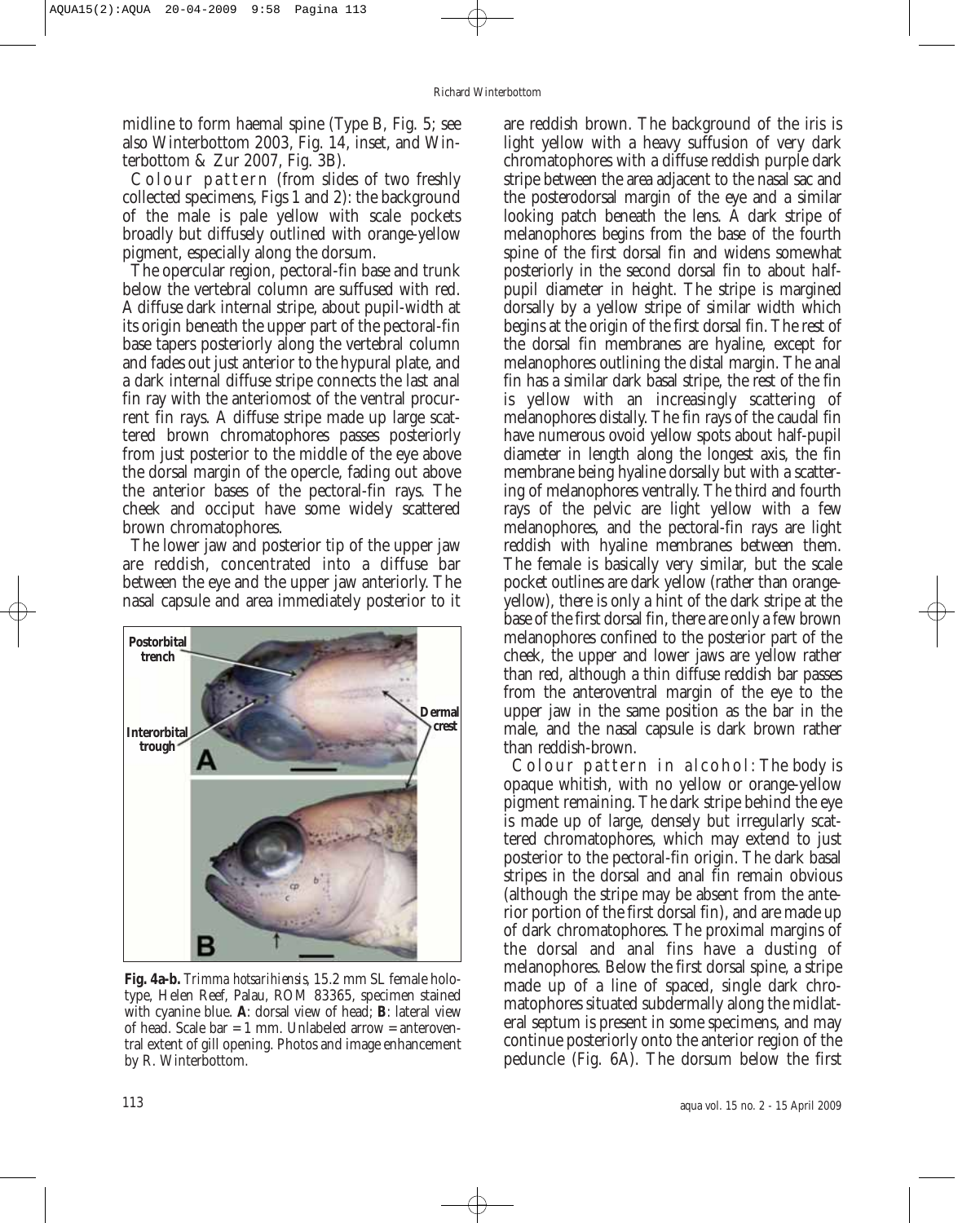midline to form haemal spine (Type B, Fig. 5; see also Winterbottom 2003, Fig. 14, inset, and Winterbottom & Zur 2007, Fig. 3B).

Colour pattern (from slides of two freshly collected specimens, Figs 1 and 2): the background of the male is pale yellow with scale pockets broadly but diffusely outlined with orange-yellow pigment, especially along the dorsum.

The opercular region, pectoral-fin base and trunk below the vertebral column are suffused with red. A diffuse dark internal stripe, about pupil-width at its origin beneath the upper part of the pectoral-fin base tapers posteriorly along the vertebral column and fades out just anterior to the hypural plate, and a dark internal diffuse stripe connects the last anal fin ray with the anteriomost of the ventral procurrent fin rays. A diffuse stripe made up large scattered brown chromatophores passes posteriorly from just posterior to the middle of the eye above the dorsal margin of the opercle, fading out above the anterior bases of the pectoral-fin rays. The cheek and occiput have some widely scattered brown chromatophores.

The lower jaw and posterior tip of the upper jaw are reddish, concentrated into a diffuse bar between the eye and the upper jaw anteriorly. The nasal capsule and area immediately posterior to it are reddish brown. The background of the iris is light yellow with a heavy suffusion of very dark chromatophores with a diffuse reddish purple dark stripe between the area adjacent to the nasal sac and the posterodorsal margin of the eye and a similar looking patch beneath the lens. A dark stripe of melanophores begins from the base of the fourth spine of the first dorsal fin and widens somewhat posteriorly in the second dorsal fin to about half-pupil diameter in height. The stripe is margined dorsally by a yellow stripe of similar width which begins at the origin of the first dorsal fin. The rest of the dorsal fin membranes are hyaline, except for melanophores outlining the distal margin. The anal fin has a similar dark basal stripe, the rest of the fin is yellow with an increasingly scattering of melanophores distally. The fin rays of the caudal fin have numerous ovoid yellow spots about half-pupil diameter in length along the longest axis, the fin membrane being hyaline dorsally but with a scattering of melanophores ventrally. The third and fourth rays of the pelvic are light yellow with a few melanophores, and the pectoral-fin rays are light reddish with hyaline membranes between them. The female is basically very similar, but the scale pocket outlines are dark yellow (rather than orange-yellow), there is only a hint of the dark stripe at the base of the first dorsal fin, there are only a few brown melanophores confined to the posterior part of the cheek, the upper and lower jaws are yellow rather than red, although a thin diffuse reddish bar passes from the anteroventral margin of the eye to the upper jaw in the same position as the bar in the male, and the nasal capsule is dark brown rather than reddish-brown.

Colour pattern in alcohol: The body is opaque whitish, with no yellow or orange-yellow pigment remaining. The dark stripe behind the eye is made up of large, densely but irregularly scattered chromatophores, which may extend to just posterior to the pectoral-fin origin. The dark basal stripes in the dorsal and anal fin remain obvious (although the stripe may be absent from the anterior portion of the first dorsal fin), and are made up of dark chromatophores. The proximal margins of the dorsal and anal fins have a dusting of melanophores. Below the first dorsal spine, a stripe made up of a line of spaced, single dark chromatophores situated subdermally along the midlateral septum is present in some specimens, and may continue posteriorly onto the anterior region of the peduncle (Fig. 6A). The dorsum below the first

**Fig. 4a-b.** *Trimma hotsarihiensis*, 15.2 mm SL female holotype, Helen Reef, Palau, ROM 83365, specimen stained with cyanine blue. **A**: dorsal view of head; **B**: lateral view of head. Scale bar = 1 mm. Unlabeled arrow = anteroventral extent of gill opening. Photos and image enhancement by R. Winterbottom.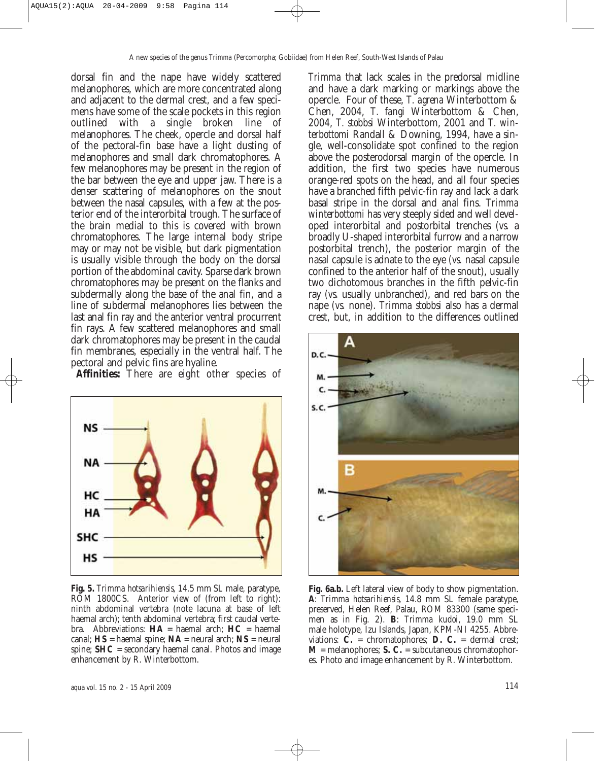dorsal fin and the nape have widely scattered melanophores, which are more concentrated along and adjacent to the dermal crest, and a few specimens have some of the scale pockets in this region outlined with a single broken line of melanophores. The cheek, opercle and dorsal half of the pectoral-fin base have a light dusting of melanophores and small dark chromatophores. A few melanophores may be present in the region of the bar between the eye and upper jaw. There is a denser scattering of melanophores on the snout between the nasal capsules, with a few at the posterior end of the interorbital trough. The surface of the brain medial to this is covered with brown chromatophores. The large internal body stripe may or may not be visible, but dark pigmentation is usually visible through the body on the dorsal portion of the abdominal cavity. Sparse dark brown chromatophores may be present on the flanks and subdermally along the base of the anal fin, and a line of subdermal melanophores lies between the last anal fin ray and the anterior ventral procurrent fin rays. A few scattered melanophores and small dark chromatophores may be present in the caudal fin membranes, especially in the ventral half. The pectoral and pelvic fins are hyaline.

**Affinities:** There are eight other species of *Trimma* that lack scales in the predorsal midline and have a dark marking or markings above the opercle. Four of these, *T. agrena* Winterbottom & Chen, 2004, *T. fangi* Winterbottom & Chen, 2004, *T. stobbsi* Winterbottom, 2001 and *T. winterbottomi* Randall & Downing, 1994, have a single, well-consolidate spot confined to the region above the posterodorsal margin of the opercle. In addition, the first two species have numerous orange-red spots on the head, and all four species have a branched fifth pelvic-fin ray and lack a dark basal stripe in the dorsal and anal fins. *Trimma winterbottomi* has very steeply sided and well developed interorbital and postorbital trenches (*vs.* a broadly U-shaped interorbital furrow and a narrow postorbital trench), the posterior margin of the nasal capsule is adnate to the eye (*vs.* nasal capsule confined to the anterior half of the snout), usually two dichotomous branches in the fifth pelvic-fin ray (*vs.* usually unbranched), and red bars on the nape (*vs.* none). *Trimma stobbsi* also has a dermal crest, but, in addition to the differences outlined

**Fig. 5.** *Trimma hotsarihiensis*, 14.5 mm SL male, paratype, ROM 1800CS. Anterior view of (from left to right): ninth abdominal vertebra (note lacuna at base of left haemal arch); tenth abdominal vertebra; first caudal vertebra. Abbreviations: **HA** = haemal arch; **HC** = haemal canal; **HS** = haemal spine; **NA** = neural arch; **NS** = neural spine; **SHC** = secondary haemal canal. Photos and image enhancement by R. Winterbottom.

**Fig. 6a.b.** Left lateral view of body to show pigmentation. **A**: *Trimma hotsarihiensis*, 14.8 mm SL female paratype, preserved, Helen Reef, Palau, ROM 83300 (same specimen as in Fig. 2). **B**: *Trimma kudoi*, 19.0 mm SL male holotype, Izu Islands, Japan, KPM-NI 4255. Abbreviations: **C.** = chromatophores; **D. C.** = dermal crest; **M** = melanophores; **S. C.** = subcutaneous chromatophores. Photo and image enhancement by R. Winterbottom.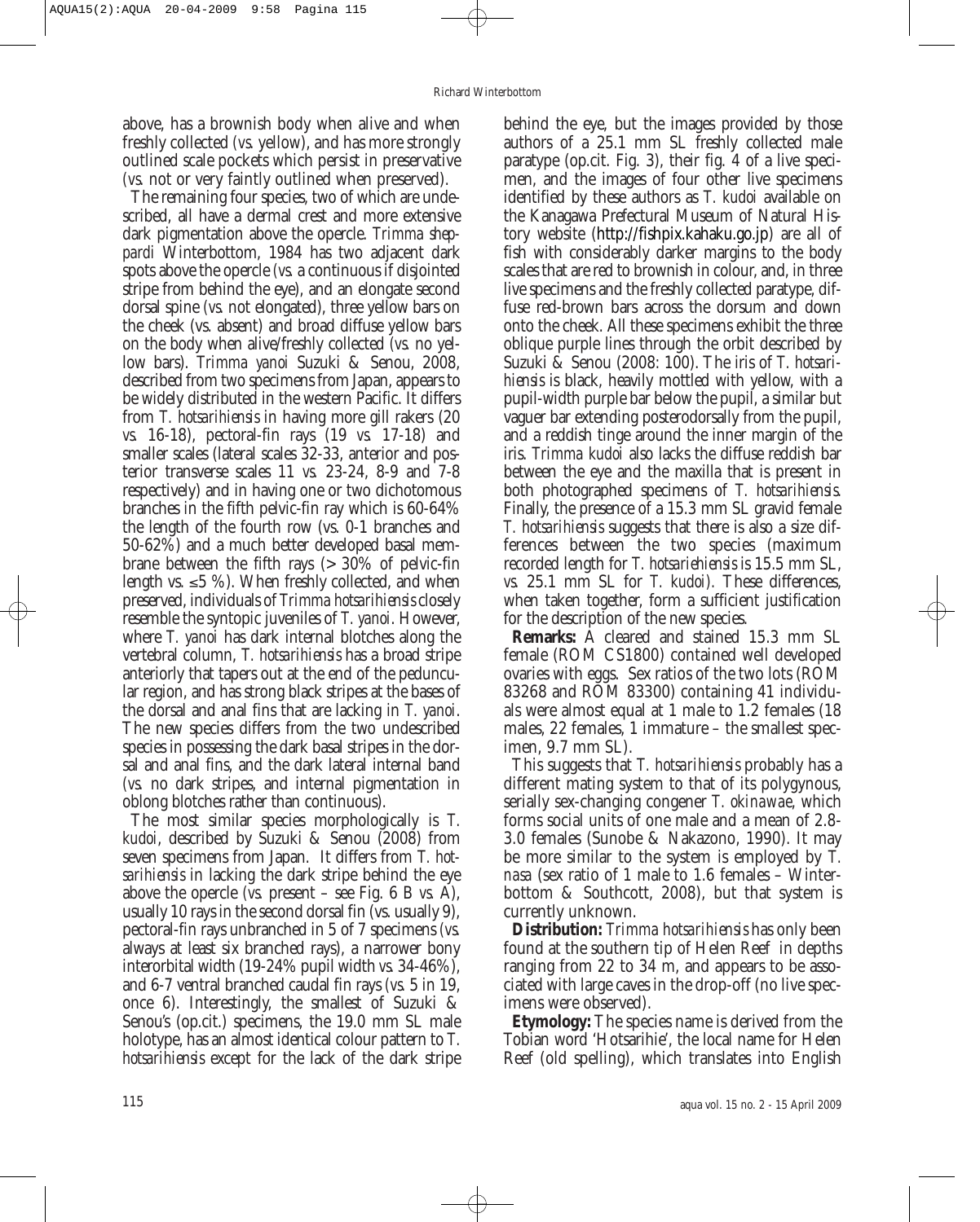above, has a brownish body when alive and when freshly collected (vs. yellow), and has more strongly outlined scale pockets which persist in preservative (vs. not or very faintly outlined when preserved).

The remaining four species, two of which are undescribed, all have a dermal crest and more extensive dark pigmentation above the opercle. *Trimma sheppardi* Winterbottom, 1984 has two adjacent dark spots above the opercle (vs. a continuous if disjointed stripe from behind the eye), and an elongate second dorsal spine (vs. not elongated), three yellow bars on the cheek (vs. absent) and broad diffuse yellow bars on the body when alive/freshly collected (vs. no yellow bars). *Trimma yanoi* Suzuki & Senou, 2008, described from two specimens from Japan, appears to be widely distributed in the western Pacific. It differs from *T. hotsarihiensis* in having more gill rakers (20 vs. 16-18), pectoral-fin rays (19 vs. 17-18) and smaller scales (lateral scales 32-33, anterior and posterior transverse scales 11 vs. 23-24, 8-9 and 7-8 respectively) and in having one or two dichotomous branches in the fifth pelvic-fin ray which is 60-64% the length of the fourth row (vs. 0-1 branches and 50-62%) and a much better developed basal membrane between the fifth rays (> 30% of pelvic-fin length vs. ≤5 %). When freshly collected, and when preserved, individuals of *Trimma hotsarihiensis* closely resemble the syntopic juveniles of *T. yanoi*. However, where *T. yanoi* has dark internal blotches along the vertebral column, *T. hotsarihiensis* has a broad stripe anteriorly that tapers out at the end of the peduncular region, and has strong black stripes at the bases of the dorsal and anal fins that are lacking in *T. yanoi*. The new species differs from the two undescribed species in possessing the dark basal stripes in the dorsal and anal fins, and the dark lateral internal band (vs. no dark stripes, and internal pigmentation in oblong blotches rather than continuous).

The most similar species morphologically is *T. kudoi*, described by Suzuki & Senou (2008) from seven specimens from Japan. It differs from *T. hotsarihiensis* in lacking the dark stripe behind the eye above the opercle (vs. present – see Fig. 6 B vs. A), usually 10 rays in the second dorsal fin (vs. usually 9), pectoral-fin rays unbranched in 5 of 7 specimens (vs. always at least six branched rays), a narrower bony interorbital width (19-24% pupil width vs. 34-46%), and 6-7 ventral branched caudal fin rays (vs. 5 in 19, once 6). Interestingly, the smallest of Suzuki & Senou's (op.cit.) specimens, the 19.0 mm SL male holotype, has an almost identical colour pattern to *T. hotsarihiensis* except for the lack of the dark stripe behind the eye, but the images provided by those authors of a 25.1 mm SL freshly collected male paratype (op.cit. Fig. 3), their fig. 4 of a live specimen, and the images of four other live specimens identified by these authors as *T. kudoi* available on the Kanagawa Prefectural Museum of Natural History website (http://fishpix.kahaku.go.jp) are all of fish with considerably darker margins to the body scales that are red to brownish in colour, and, in three live specimens and the freshly collected paratype, diffuse red-brown bars across the dorsum and down onto the cheek. All these specimens exhibit the three oblique purple lines through the orbit described by Suzuki & Senou (2008: 100). The iris of *T. hotsarihiensis* is black, heavily mottled with yellow, with a pupil-width purple bar below the pupil, a similar but vaguer bar extending posterodorsally from the pupil, and a reddish tinge around the inner margin of the iris. *Trimma kudoi* also lacks the diffuse reddish bar between the eye and the maxilla that is present in both photographed specimens of *T. hotsarihiensis*. Finally, the presence of a 15.3 mm SL gravid female *T. hotsarihiensis* suggests that there is also a size differences between the two species (maximum recorded length for *T. hotsariehiensis* is 15.5 mm SL, vs. 25.1 mm SL for *T. kudoi*). These differences, when taken together, form a sufficient justification for the description of the new species.

**Remarks:** A cleared and stained 15.3 mm SL female (ROM CS1800) contained well developed ovaries with eggs. Sex ratios of the two lots (ROM 83268 and ROM 83300) containing 41 individuals were almost equal at 1 male to 1.2 females (18 males, 22 females, 1 immature – the smallest specimen, 9.7 mm SL).

This suggests that *T. hotsarihiensis* probably has a different mating system to that of its polygynous, serially sex-changing congener *T. okinawae*, which forms social units of one male and a mean of 2.8-3.0 females (Sunobe & Nakazono, 1990). It may be more similar to the system is employed by *T. nasa* (sex ratio of 1 male to 1.6 females – Winterbottom & Southcott, 2008), but that system is currently unknown.

**Distribution:** *Trimma hotsarihiensis* has only been found at the southern tip of Helen Reef in depths ranging from 22 to 34 m, and appears to be associated with large caves in the drop-off (no live specimens were observed).

**Etymology:** The species name is derived from the Tobian word 'Hotsarihie', the local name for Helen Reef (old spelling), which translates into English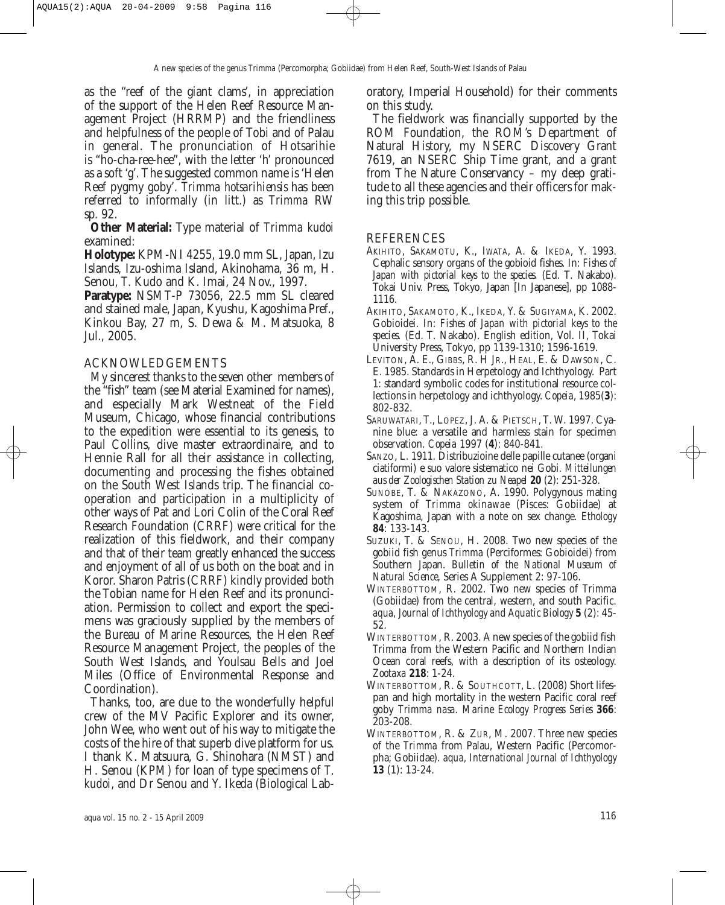as the "reef of the giant clams', in appreciation of the support of the Helen Reef Resource Management Project (HRRMP) and the friendliness and helpfulness of the people of Tobi and of Palau in general. The pronunciation of Hotsarihie is "ho-cha-ree-hee", with the letter 'h' pronounced as a soft 'g'. The suggested common name is 'Helen Reef pygmy goby'. *Trimma hotsarihiensis* has been referred to informally (in litt.) as *Trimma* RW sp. 92.

**Other Material:** Type material of *Trimma kudoi* examined:

**Holotype:** KPM-NI 4255, 19.0 mm SL, Japan, Izu Islands, Izu-oshima Island, Akinohama, 36 m, H. Senou, T. Kudo and K. Imai, 24 Nov., 1997.

**Paratype:** NSMT-P 73056, 22.5 mm SL cleared and stained male, Japan, Kyushu, Kagoshima Pref., Kinkou Bay, 27 m, S. Dewa & M. Matsuoka, 8 Jul., 2005.

## ACKNOWLEDGEMENTS

My sincerest thanks to the seven other members of the "fish" team (see Material Examined for names), and especially Mark Westneat of the Field Museum, Chicago, whose financial contributions to the expedition were essential to its genesis, to Paul Collins, dive master extraordinaire, and to Hennie Rall for all their assistance in collecting, documenting and processing the fishes obtained on the South West Islands trip. The financial co-operation and participation in a multiplicity of other ways of Pat and Lori Colin of the Coral Reef Research Foundation (CRRF) were critical for the realization of this fieldwork, and their company and that of their team greatly enhanced the success and enjoyment of all of us both on the boat and in Koror. Sharon Patris (CRRF) kindly provided both the Tobian name for Helen Reef and its pronunciation. Permission to collect and export the specimens was graciously supplied by the members of the Bureau of Marine Resources, the Helen Reef Resource Management Project, the peoples of the South West Islands, and Youlsau Bells and Joel Miles (Office of Environmental Response and Coordination).

Thanks, too, are due to the wonderfully helpful crew of the MV Pacific Explorer and its owner, John Wee, who went out of his way to mitigate the costs of the hire of that superb dive platform for us. I thank K. Matsuura, G. Shinohara (NMST) and H. Senou (KPM) for loan of type specimens of *T. kudoi*, and Dr Senou and Y. Ikeda (Biological Laboratory, Imperial Household) for their comments on this study.

The fieldwork was financially supported by the ROM Foundation, the ROM's Department of Natural History, my NSERC Discovery Grant 7619, an NSERC Ship Time grant, and a grant from The Nature Conservancy – my deep gratitude to all these agencies and their officers for making this trip possible.

## REFERENCES

AKIHITO, SAKAMOTU, K., IWATA, A. & IKEDA, Y. 1993. Cephalic sensory organs of the gobioid fishes. In: *Fishes of Japan with pictorial keys to the species.* (Ed. T. Nakabo). Tokai Univ. Press, Tokyo, Japan [In Japanese], pp 1088-1116.

AKIHITO, SAKAMOTO, K., IKEDA, Y. & SUGIYAMA, K. 2002. Gobioidei. In: *Fishes of Japan with pictorial keys to the species.* (Ed. T. Nakabo). English edition, Vol. II, Tokai University Press, Tokyo, pp 1139-1310; 1596-1619.

LEVITON, A. E., GIBBS, R. H JR., HEAL, E. & DAWSON, C. E. 1985. Standards in Herpetology and Ichthyology. Part 1: standard symbolic codes for institutional resource collections in herpetology and ichthyology. *Copeia*, 1985(**3**): 802-832.

SARUWATARI, T., LOPEZ, J. A. & PIETSCH, T. W. 1997. Cyanine blue: a versatile and harmless stain for specimen observation. *Copeia* 1997 (**4**): 840-841.

SANZO, L. 1911. Distribuzioine delle papille cutanee (organi ciatiformi) e suo valore sistematico nei Gobi. *Mitteilungen aus der Zoologischen Station zu Neapel* **20** (2): 251-328.

SUNOBE, T. & NAKAZONO, A. 1990. Polygynous mating system of *Trimma okinawae* (Pisces: Gobiidae) at Kagoshima, Japan with a note on sex change. *Ethology* **84**: 133-143.

SUZUKI, T. & SENOU, H. 2008. Two new species of the gobiid fish genus *Trimma* (Perciformes: Gobioidei) from Southern Japan. *Bulletin of the National Museum of Natural Science*, Series A Supplement 2: 97-106.

WINTERBOTTOM, R. 2002. Two new species of *Trimma* (Gobiidae) from the central, western, and south Pacific. *aqua, Journal of Ichthyology and Aquatic Biology* **5** (2): 45-52.

WINTERBOTTOM, R. 2003. A new species of the gobiid fish *Trimma* from the Western Pacific and Northern Indian Ocean coral reefs, with a description of its osteology. *Zootaxa* **218**: 1-24.

WINTERBOTTOM, R. & SOUTHCOTT, L. (2008) Short lifespan and high mortality in the western Pacific coral reef goby *Trimma nasa*. *Marine Ecology Progress Series* **366**: 203-208.

WINTERBOTTOM, R. & ZUR, M. 2007. Three new species of the *Trimma* from Palau, Western Pacific (Percomorpha; Gobiidae). *aqua, International Journal of Ichthyology* **13** (1): 13-24.